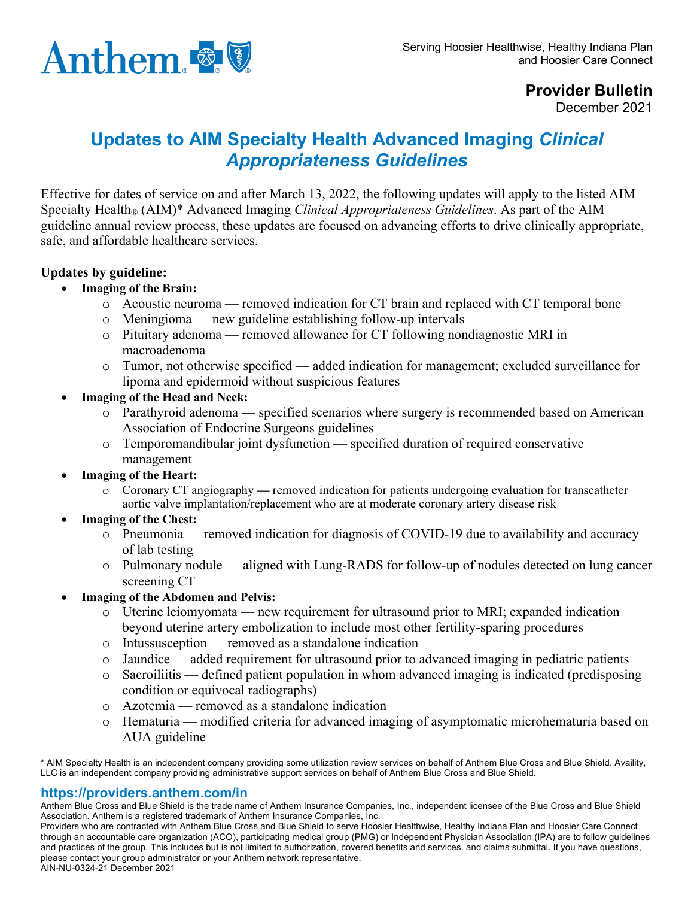Serving Hoosier Healthwise, Healthy Indiana Plan and Hoosier Care Connect

**Provider Bulletin**
December 2021

# Updates to AIM Specialty Health Advanced Imaging *Clinical Appropriateness Guidelines*

Effective for dates of service on and after March 13, 2022, the following updates will apply to the listed AIM Specialty Health® (AIM)* Advanced Imaging *Clinical Appropriateness Guidelines*. As part of the AIM guideline annual review process, these updates are focused on advancing efforts to drive clinically appropriate, safe, and affordable healthcare services.

**Updates by guideline:**

- **Imaging of the Brain:**
  - Acoustic neuroma — removed indication for CT brain and replaced with CT temporal bone
  - Meningioma — new guideline establishing follow-up intervals
  - Pituitary adenoma — removed allowance for CT following nondiagnostic MRI in macroadenoma
  - Tumor, not otherwise specified — added indication for management; excluded surveillance for lipoma and epidermoid without suspicious features
- **Imaging of the Head and Neck:**
  - Parathyroid adenoma — specified scenarios where surgery is recommended based on American Association of Endocrine Surgeons guidelines
  - Temporomandibular joint dysfunction — specified duration of required conservative management
- **Imaging of the Heart:**
  - Coronary CT angiography — removed indication for patients undergoing evaluation for transcatheter aortic valve implantation/replacement who are at moderate coronary artery disease risk
- **Imaging of the Chest:**
  - Pneumonia — removed indication for diagnosis of COVID-19 due to availability and accuracy of lab testing
  - Pulmonary nodule — aligned with Lung-RADS for follow-up of nodules detected on lung cancer screening CT
- **Imaging of the Abdomen and Pelvis:**
  - Uterine leiomyomata — new requirement for ultrasound prior to MRI; expanded indication beyond uterine artery embolization to include most other fertility-sparing procedures
  - Intussusception — removed as a standalone indication
  - Jaundice — added requirement for ultrasound prior to advanced imaging in pediatric patients
  - Sacroiliitis — defined patient population in whom advanced imaging is indicated (predisposing condition or equivocal radiographs)
  - Azotemia — removed as a standalone indication
  - Hematuria — modified criteria for advanced imaging of asymptomatic microhematuria based on AUA guideline

\* AIM Specialty Health is an independent company providing some utilization review services on behalf of Anthem Blue Cross and Blue Shield. Availity, LLC is an independent company providing administrative support services on behalf of Anthem Blue Cross and Blue Shield.

**https://providers.anthem.com/in**

Anthem Blue Cross and Blue Shield is the trade name of Anthem Insurance Companies, Inc., independent licensee of the Blue Cross and Blue Shield Association. Anthem is a registered trademark of Anthem Insurance Companies, Inc.

Providers who are contracted with Anthem Blue Cross and Blue Shield to serve Hoosier Healthwise, Healthy Indiana Plan and Hoosier Care Connect through an accountable care organization (ACO), participating medical group (PMG) or Independent Physician Association (IPA) are to follow guidelines and practices of the group. This includes but is not limited to authorization, covered benefits and services, and claims submittal. If you have questions, please contact your group administrator or your Anthem network representative.

AIN-NU-0324-21 December 2021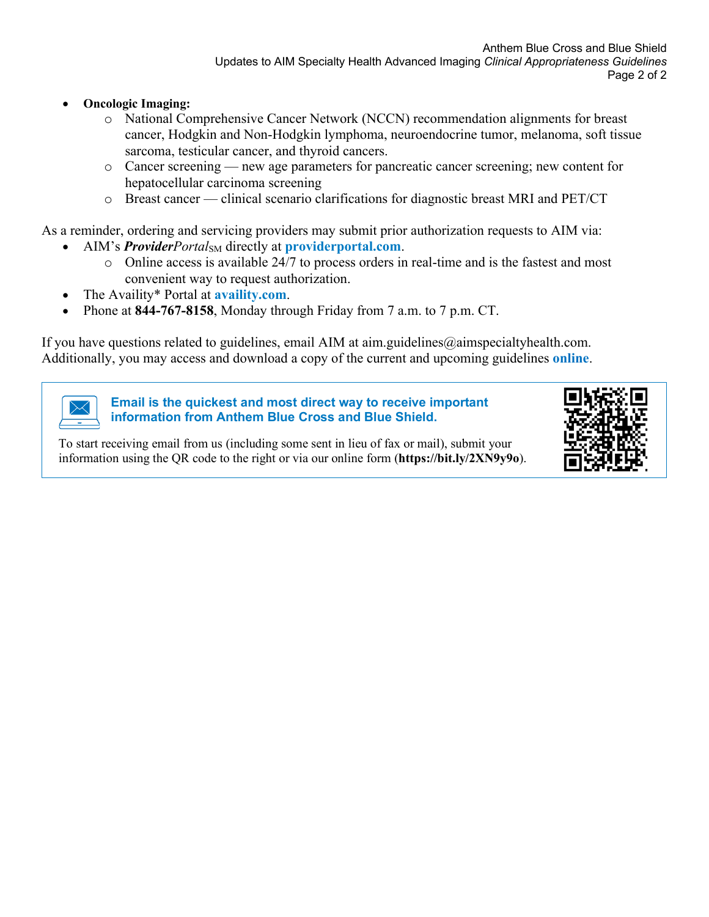- **Oncologic Imaging:**
  - National Comprehensive Cancer Network (NCCN) recommendation alignments for breast cancer, Hodgkin and Non-Hodgkin lymphoma, neuroendocrine tumor, melanoma, soft tissue sarcoma, testicular cancer, and thyroid cancers.
  - Cancer screening — new age parameters for pancreatic cancer screening; new content for hepatocellular carcinoma screening
  - Breast cancer — clinical scenario clarifications for diagnostic breast MRI and PET/CT

As a reminder, ordering and servicing providers may submit prior authorization requests to AIM via:

- AIM's ***Provider****Portal*SM directly at **providerportal.com**.
  - Online access is available 24/7 to process orders in real-time and is the fastest and most convenient way to request authorization.
- The Availity* Portal at **availity.com**.
- Phone at **844-767-8158**, Monday through Friday from 7 a.m. to 7 p.m. CT.

If you have questions related to guidelines, email AIM at aim.guidelines@aimspecialtyhealth.com. Additionally, you may access and download a copy of the current and upcoming guidelines **online**.

**Email is the quickest and most direct way to receive important information from Anthem Blue Cross and Blue Shield.**

To start receiving email from us (including some sent in lieu of fax or mail), submit your information using the QR code to the right or via our online form (**https://bit.ly/2XN9y9o**).